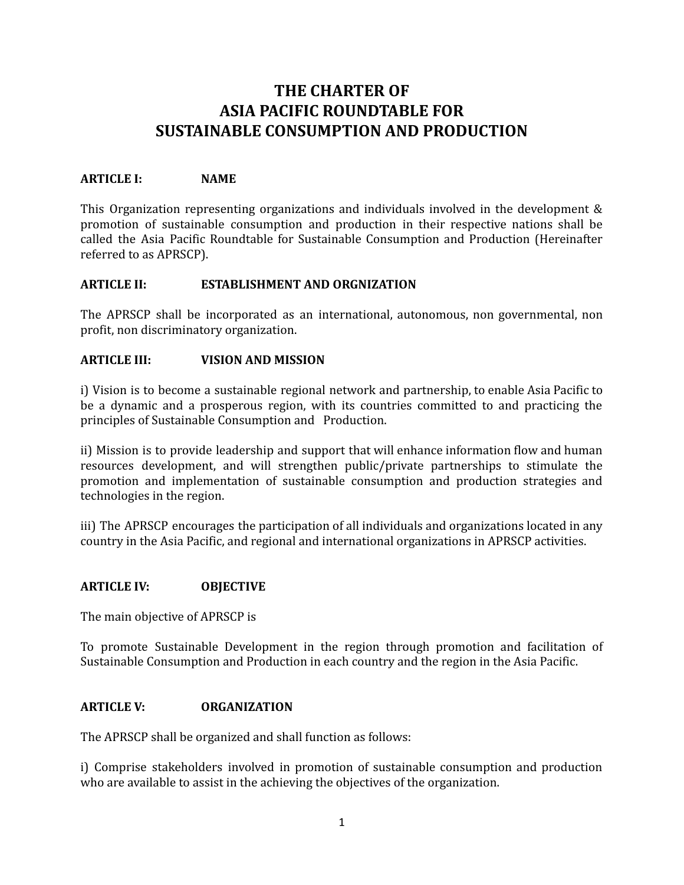# THE CHARTER OF ASIA PACIFIC ROUNDTABLE FOR SUSTAINABLE CONSUMPTION AND PRODUCTION

## ARTICLE I: NAME

This Organization representing organizations and individuals involved in the development & promotion of sustainable consumption and production in their respective nations shall be called the Asia Pacific Roundtable for Sustainable Consumption and Production (Hereinafter referred to as APRSCP).

## ARTICLE II: ESTABLISHMENT AND ORGNIZATION

The APRSCP shall be incorporated as an international, autonomous, non governmental, non profit, non discriminatory organization.

## ARTICLE III: VISION AND MISSION

i) Vision is to become a sustainable regional network and partnership, to enable Asia Pacific to be a dynamic and a prosperous region, with its countries committed to and practicing the principles of Sustainable Consumption and Production.

ii) Mission is to provide leadership and support that will enhance information flow and human resources development, and will strengthen public/private partnerships to stimulate the promotion and implementation of sustainable consumption and production strategies and technologies in the region.

iii) The APRSCP encourages the participation of all individuals and organizations located in any country in the Asia Pacific, and regional and international organizations in APRSCP activities.

## ARTICLE IV: OBJECTIVE

The main objective of APRSCP is

To promote Sustainable Development in the region through promotion and facilitation of Sustainable Consumption and Production in each country and the region in the Asia Pacific.

## ARTICLE V: ORGANIZATION

The APRSCP shall be organized and shall function as follows:

i) Comprise stakeholders involved in promotion of sustainable consumption and production who are available to assist in the achieving the objectives of the organization.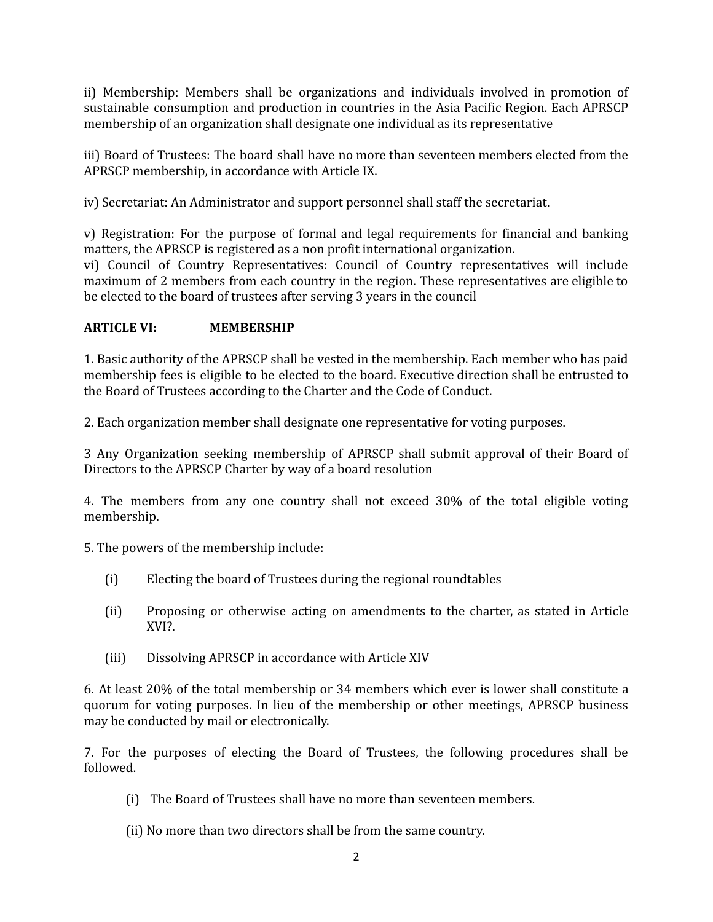ii) Membership: Members shall be organizations and individuals involved in promotion of sustainable consumption and production in countries in the Asia Pacific Region. Each APRSCP membership of an organization shall designate one individual as its representative

iii) Board of Trustees: The board shall have no more than seventeen members elected from the APRSCP membership, in accordance with Article IX.

iv) Secretariat: An Administrator and support personnel shall staff the secretariat.

v) Registration: For the purpose of formal and legal requirements for financial and banking matters, the APRSCP is registered as a non profit international organization.

vi) Council of Country Representatives: Council of Country representatives will include maximum of 2 members from each country in the region. These representatives are eligible to be elected to the board of trustees after serving 3 years in the council

## ARTICLE VI: MEMBERSHIP

1. Basic authority of the APRSCP shall be vested in the membership. Each member who has paid membership fees is eligible to be elected to the board. Executive direction shall be entrusted to the Board of Trustees according to the Charter and the Code of Conduct.

2. Each organization member shall designate one representative for voting purposes.

3 Any Organization seeking membership of APRSCP shall submit approval of their Board of Directors to the APRSCP Charter by way of a board resolution

4. The members from any one country shall not exceed 30% of the total eligible voting membership.

5. The powers of the membership include:

   (i) Electing the board of Trustees during the regional roundtables

   (ii) Proposing or otherwise acting on amendments to the charter, as stated in Article XVI?.

   (iii) Dissolving APRSCP in accordance with Article XIV

6. At least 20% of the total membership or 34 members which ever is lower shall constitute a quorum for voting purposes. In lieu of the membership or other meetings, APRSCP business may be conducted by mail or electronically.

7. For the purposes of electing the Board of Trustees, the following procedures shall be followed.

   (i) The Board of Trustees shall have no more than seventeen members.

   (ii) No more than two directors shall be from the same country.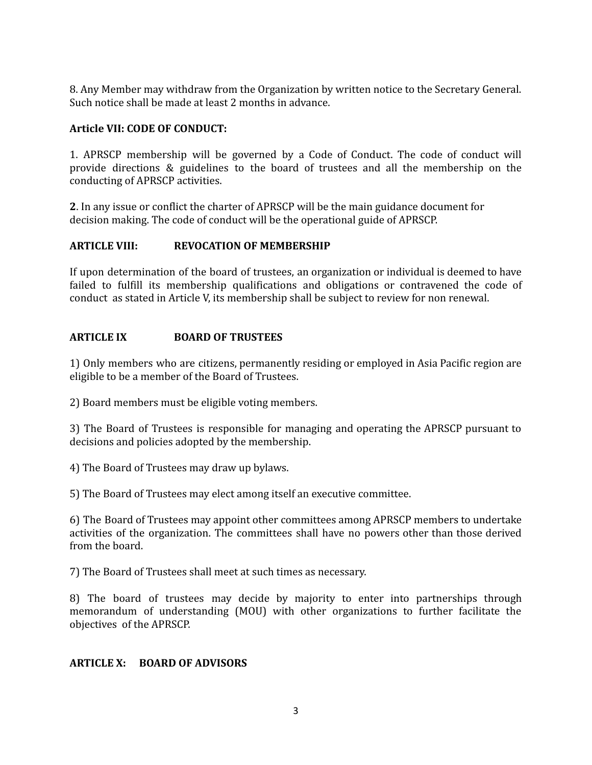8. Any Member may withdraw from the Organization by written notice to the Secretary General. Such notice shall be made at least 2 months in advance.

**Article VII: CODE OF CONDUCT:**

1. APRSCP membership will be governed by a Code of Conduct. The code of conduct will provide directions & guidelines to the board of trustees and all the membership on the conducting of APRSCP activities.

**2**. In any issue or conflict the charter of APRSCP will be the main guidance document for decision making. The code of conduct will be the operational guide of APRSCP.

**ARTICLE VIII: REVOCATION OF MEMBERSHIP**

If upon determination of the board of trustees, an organization or individual is deemed to have failed to fulfill its membership qualifications and obligations or contravened the code of conduct as stated in Article V, its membership shall be subject to review for non renewal.

**ARTICLE IX BOARD OF TRUSTEES**

1) Only members who are citizens, permanently residing or employed in Asia Pacific region are eligible to be a member of the Board of Trustees.

2) Board members must be eligible voting members.

3) The Board of Trustees is responsible for managing and operating the APRSCP pursuant to decisions and policies adopted by the membership.

4) The Board of Trustees may draw up bylaws.

5) The Board of Trustees may elect among itself an executive committee.

6) The Board of Trustees may appoint other committees among APRSCP members to undertake activities of the organization. The committees shall have no powers other than those derived from the board.

7) The Board of Trustees shall meet at such times as necessary.

8) The board of trustees may decide by majority to enter into partnerships through memorandum of understanding (MOU) with other organizations to further facilitate the objectives of the APRSCP.

**ARTICLE X: BOARD OF ADVISORS**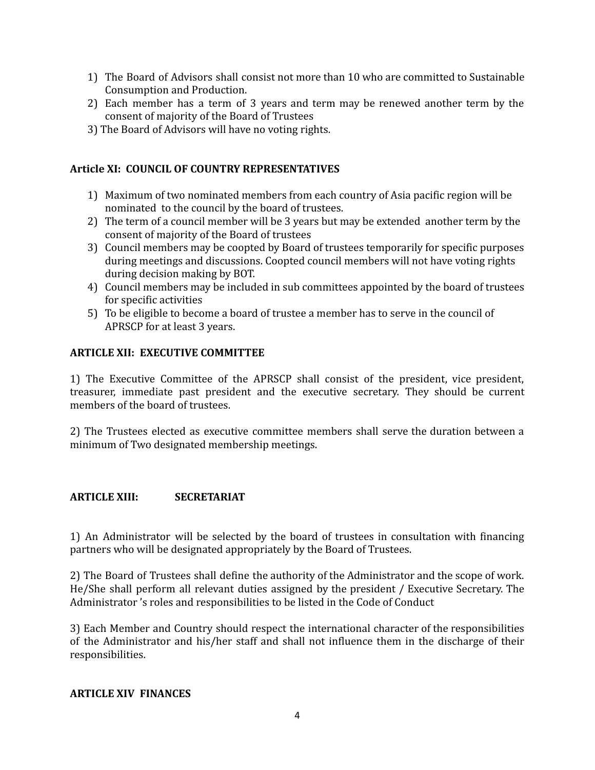1) The Board of Advisors shall consist not more than 10 who are committed to Sustainable Consumption and Production.
2) Each member has a term of 3 years and term may be renewed another term by the consent of majority of the Board of Trustees
3) The Board of Advisors will have no voting rights.

**Article XI: COUNCIL OF COUNTRY REPRESENTATIVES**

1) Maximum of two nominated members from each country of Asia pacific region will be nominated to the council by the board of trustees.
2) The term of a council member will be 3 years but may be extended another term by the consent of majority of the Board of trustees
3) Council members may be coopted by Board of trustees temporarily for specific purposes during meetings and discussions. Coopted council members will not have voting rights during decision making by BOT.
4) Council members may be included in sub committees appointed by the board of trustees for specific activities
5) To be eligible to become a board of trustee a member has to serve in the council of APRSCP for at least 3 years.

**ARTICLE XII: EXECUTIVE COMMITTEE**

1) The Executive Committee of the APRSCP shall consist of the president, vice president, treasurer, immediate past president and the executive secretary. They should be current members of the board of trustees.

2) The Trustees elected as executive committee members shall serve the duration between a minimum of Two designated membership meetings.

**ARTICLE XIII: SECRETARIAT**

1) An Administrator will be selected by the board of trustees in consultation with financing partners who will be designated appropriately by the Board of Trustees.

2) The Board of Trustees shall define the authority of the Administrator and the scope of work. He/She shall perform all relevant duties assigned by the president / Executive Secretary. The Administrator 's roles and responsibilities to be listed in the Code of Conduct

3) Each Member and Country should respect the international character of the responsibilities of the Administrator and his/her staff and shall not influence them in the discharge of their responsibilities.

**ARTICLE XIV FINANCES**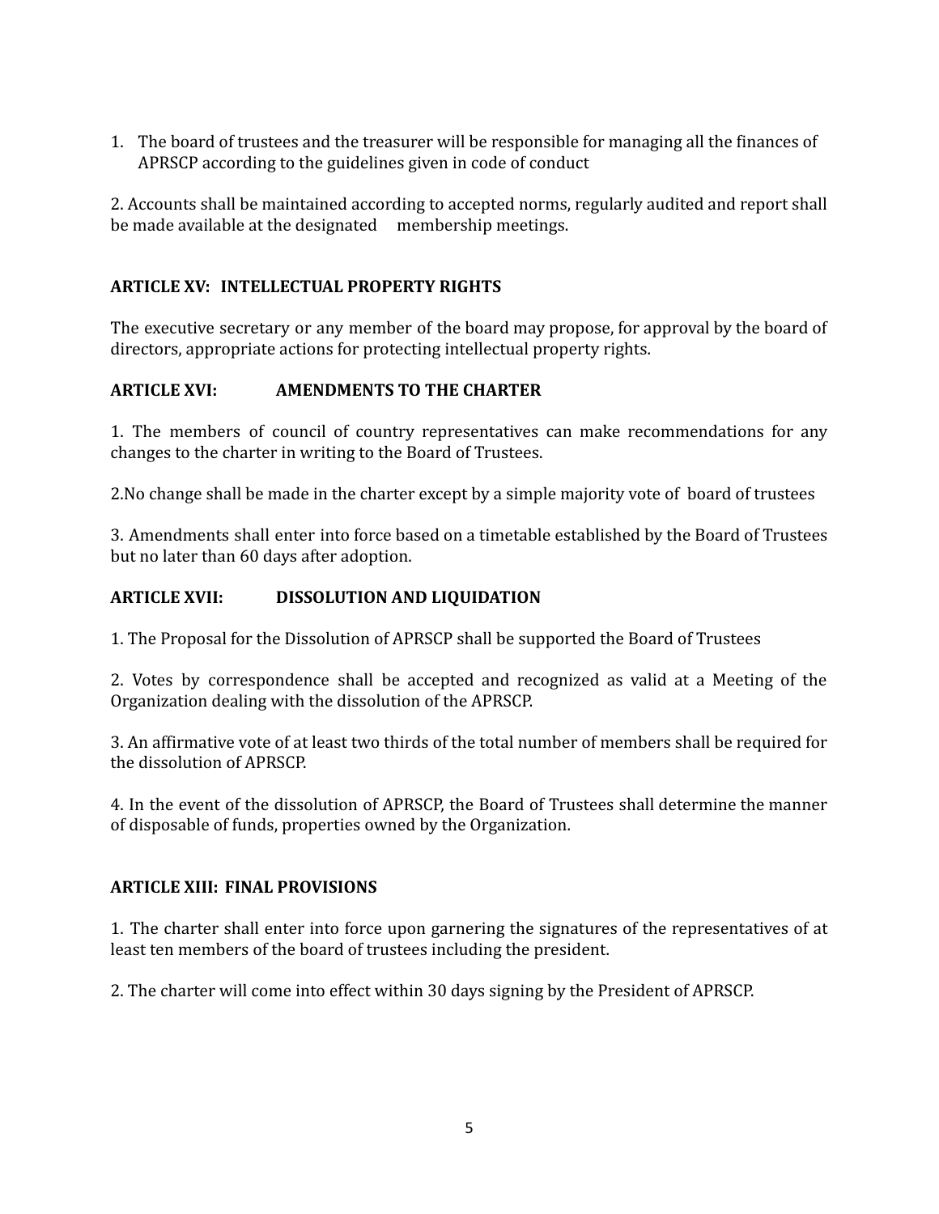1. The board of trustees and the treasurer will be responsible for managing all the finances of APRSCP according to the guidelines given in code of conduct

2. Accounts shall be maintained according to accepted norms, regularly audited and report shall be made available at the designated membership meetings.

**ARTICLE XV: INTELLECTUAL PROPERTY RIGHTS**

The executive secretary or any member of the board may propose, for approval by the board of directors, appropriate actions for protecting intellectual property rights.

**ARTICLE XVI: AMENDMENTS TO THE CHARTER**

1. The members of council of country representatives can make recommendations for any changes to the charter in writing to the Board of Trustees.

2.No change shall be made in the charter except by a simple majority vote of board of trustees

3. Amendments shall enter into force based on a timetable established by the Board of Trustees but no later than 60 days after adoption.

**ARTICLE XVII: DISSOLUTION AND LIQUIDATION**

1. The Proposal for the Dissolution of APRSCP shall be supported the Board of Trustees

2. Votes by correspondence shall be accepted and recognized as valid at a Meeting of the Organization dealing with the dissolution of the APRSCP.

3. An affirmative vote of at least two thirds of the total number of members shall be required for the dissolution of APRSCP.

4. In the event of the dissolution of APRSCP, the Board of Trustees shall determine the manner of disposable of funds, properties owned by the Organization.

**ARTICLE XIII: FINAL PROVISIONS**

1. The charter shall enter into force upon garnering the signatures of the representatives of at least ten members of the board of trustees including the president.

2. The charter will come into effect within 30 days signing by the President of APRSCP.